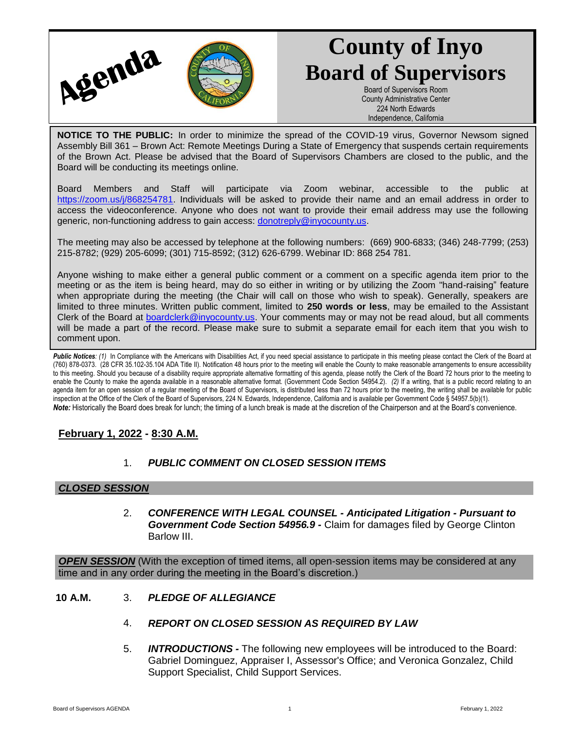# Agenda

# County of Inyo Board of Supervisors

Board of Supervisors Room
County Administrative Center
224 North Edwards
Independence, California

**NOTICE TO THE PUBLIC:** In order to minimize the spread of the COVID-19 virus, Governor Newsom signed Assembly Bill 361 – Brown Act: Remote Meetings During a State of Emergency that suspends certain requirements of the Brown Act. Please be advised that the Board of Supervisors Chambers are closed to the public, and the Board will be conducting its meetings online.

Board Members and Staff will participate via Zoom webinar, accessible to the public at https://zoom.us/j/868254781. Individuals will be asked to provide their name and an email address in order to access the videoconference. Anyone who does not want to provide their email address may use the following generic, non-functioning address to gain access: donotreply@inyocounty.us.

The meeting may also be accessed by telephone at the following numbers: (669) 900-6833; (346) 248-7799; (253) 215-8782; (929) 205-6099; (301) 715-8592; (312) 626-6799. Webinar ID: 868 254 781.

Anyone wishing to make either a general public comment or a comment on a specific agenda item prior to the meeting or as the item is being heard, may do so either in writing or by utilizing the Zoom "hand-raising" feature when appropriate during the meeting (the Chair will call on those who wish to speak). Generally, speakers are limited to three minutes. Written public comment, limited to **250 words or less**, may be emailed to the Assistant Clerk of the Board at boardclerk@inyocounty.us. Your comments may or may not be read aloud, but all comments will be made a part of the record. Please make sure to submit a separate email for each item that you wish to comment upon.

***Public Notices**: (1)* In Compliance with the Americans with Disabilities Act, if you need special assistance to participate in this meeting please contact the Clerk of the Board at (760) 878-0373. (28 CFR 35.102-35.104 ADA Title II). Notification 48 hours prior to the meeting will enable the County to make reasonable arrangements to ensure accessibility to this meeting. Should you because of a disability require appropriate alternative formatting of this agenda, please notify the Clerk of the Board 72 hours prior to the meeting to enable the County to make the agenda available in a reasonable alternative format. (Government Code Section 54954.2). *(2)* If a writing, that is a public record relating to an agenda item for an open session of a regular meeting of the Board of Supervisors, is distributed less than 72 hours prior to the meeting, the writing shall be available for public inspection at the Office of the Clerk of the Board of Supervisors, 224 N. Edwards, Independence, California and is available per Government Code § 54957.5(b)(1).
***Note:*** Historically the Board does break for lunch; the timing of a lunch break is made at the discretion of the Chairperson and at the Board's convenience.

## February 1, 2022 - 8:30 A.M.

1. ***PUBLIC COMMENT ON CLOSED SESSION ITEMS***

## *CLOSED SESSION*

2. ***CONFERENCE WITH LEGAL COUNSEL - Anticipated Litigation - Pursuant to Government Code Section 54956.9 -*** Claim for damages filed by George Clinton Barlow III.

***OPEN SESSION*** (With the exception of timed items, all open-session items may be considered at any time and in any order during the meeting in the Board's discretion.)

**10 A.M.** 3. ***PLEDGE OF ALLEGIANCE***

4. ***REPORT ON CLOSED SESSION AS REQUIRED BY LAW***

5. ***INTRODUCTIONS -*** The following new employees will be introduced to the Board: Gabriel Dominguez, Appraiser I, Assessor's Office; and Veronica Gonzalez, Child Support Specialist, Child Support Services.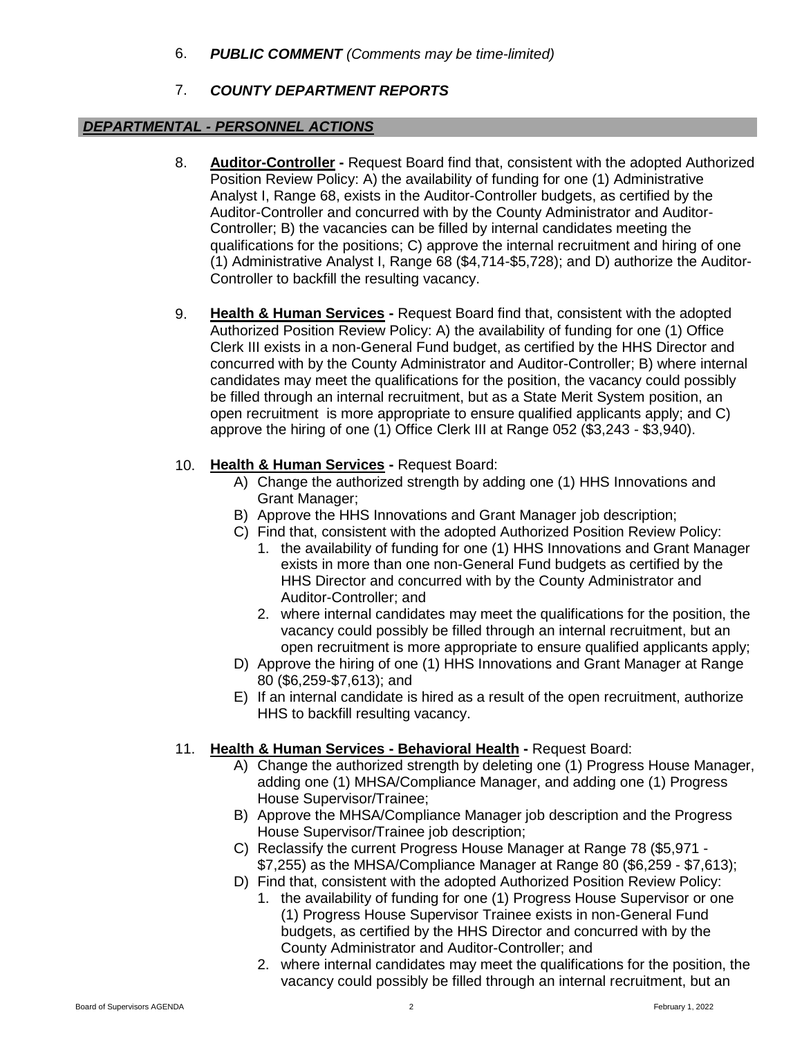6. ***PUBLIC COMMENT*** *(Comments may be time-limited)*

7. ***COUNTY DEPARTMENT REPORTS***

## ***DEPARTMENTAL - PERSONNEL ACTIONS***

8. **Auditor-Controller -** Request Board find that, consistent with the adopted Authorized Position Review Policy: A) the availability of funding for one (1) Administrative Analyst I, Range 68, exists in the Auditor-Controller budgets, as certified by the Auditor-Controller and concurred with by the County Administrator and Auditor-Controller; B) the vacancies can be filled by internal candidates meeting the qualifications for the positions; C) approve the internal recruitment and hiring of one (1) Administrative Analyst I, Range 68 ($4,714-$5,728); and D) authorize the Auditor-Controller to backfill the resulting vacancy.

9. **Health & Human Services -** Request Board find that, consistent with the adopted Authorized Position Review Policy: A) the availability of funding for one (1) Office Clerk III exists in a non-General Fund budget, as certified by the HHS Director and concurred with by the County Administrator and Auditor-Controller; B) where internal candidates may meet the qualifications for the position, the vacancy could possibly be filled through an internal recruitment, but as a State Merit System position, an open recruitment is more appropriate to ensure qualified applicants apply; and C) approve the hiring of one (1) Office Clerk III at Range 052 ($3,243 - $3,940).

10. **Health & Human Services -** Request Board:
    - A) Change the authorized strength by adding one (1) HHS Innovations and Grant Manager;
    - B) Approve the HHS Innovations and Grant Manager job description;
    - C) Find that, consistent with the adopted Authorized Position Review Policy:
        1. the availability of funding for one (1) HHS Innovations and Grant Manager exists in more than one non-General Fund budgets as certified by the HHS Director and concurred with by the County Administrator and Auditor-Controller; and
        2. where internal candidates may meet the qualifications for the position, the vacancy could possibly be filled through an internal recruitment, but an open recruitment is more appropriate to ensure qualified applicants apply;
    - D) Approve the hiring of one (1) HHS Innovations and Grant Manager at Range 80 ($6,259-$7,613); and
    - E) If an internal candidate is hired as a result of the open recruitment, authorize HHS to backfill resulting vacancy.

11. **Health & Human Services - Behavioral Health -** Request Board:
    - A) Change the authorized strength by deleting one (1) Progress House Manager, adding one (1) MHSA/Compliance Manager, and adding one (1) Progress House Supervisor/Trainee;
    - B) Approve the MHSA/Compliance Manager job description and the Progress House Supervisor/Trainee job description;
    - C) Reclassify the current Progress House Manager at Range 78 ($5,971 - $7,255) as the MHSA/Compliance Manager at Range 80 ($6,259 - $7,613);
    - D) Find that, consistent with the adopted Authorized Position Review Policy:
        1. the availability of funding for one (1) Progress House Supervisor or one (1) Progress House Supervisor Trainee exists in non-General Fund budgets, as certified by the HHS Director and concurred with by the County Administrator and Auditor-Controller; and
        2. where internal candidates may meet the qualifications for the position, the vacancy could possibly be filled through an internal recruitment, but an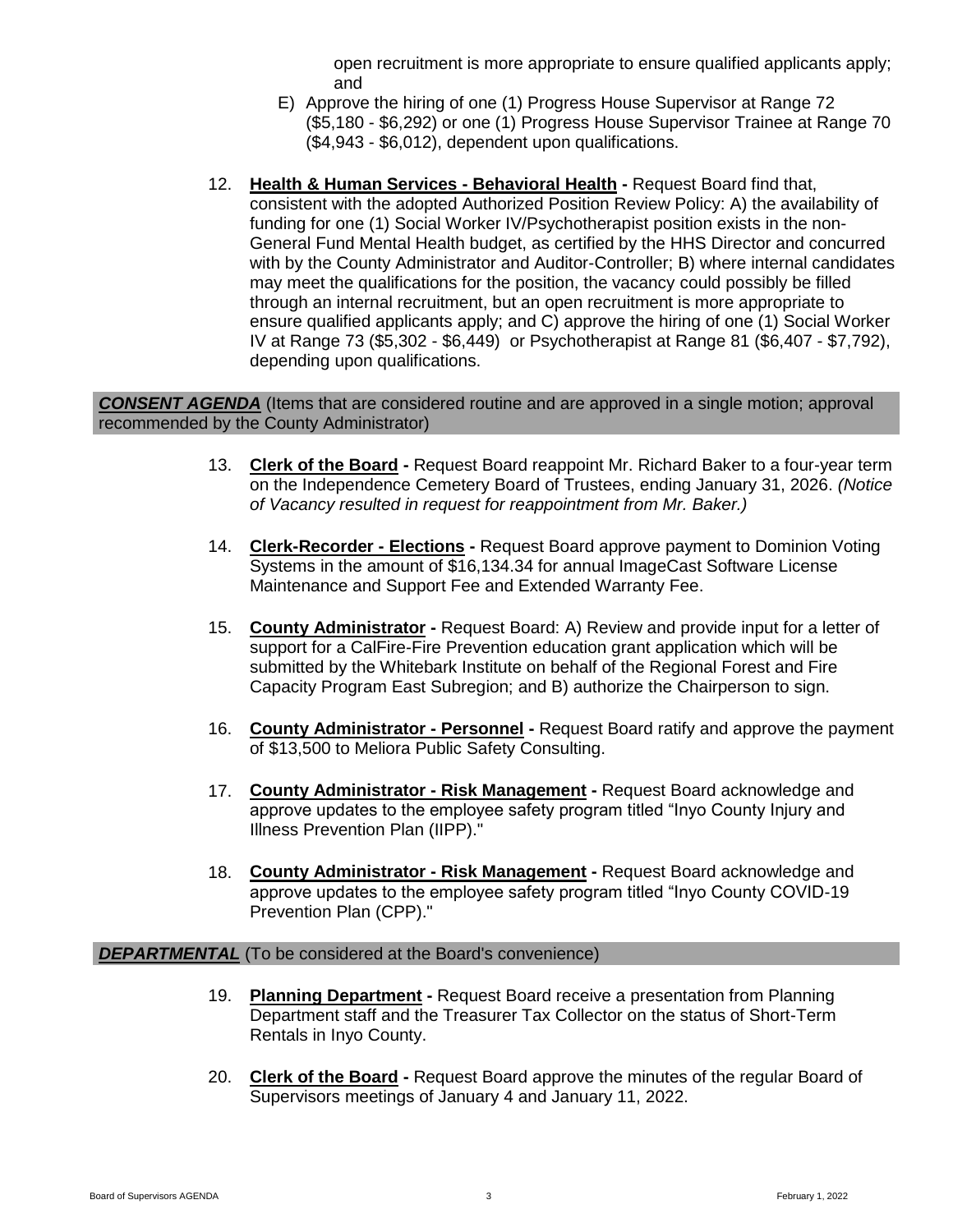open recruitment is more appropriate to ensure qualified applicants apply; and

E) Approve the hiring of one (1) Progress House Supervisor at Range 72 ($5,180 - $6,292) or one (1) Progress House Supervisor Trainee at Range 70 ($4,943 - $6,012), dependent upon qualifications.

12. **Health & Human Services - Behavioral Health -** Request Board find that, consistent with the adopted Authorized Position Review Policy: A) the availability of funding for one (1) Social Worker IV/Psychotherapist position exists in the non-General Fund Mental Health budget, as certified by the HHS Director and concurred with by the County Administrator and Auditor-Controller; B) where internal candidates may meet the qualifications for the position, the vacancy could possibly be filled through an internal recruitment, but an open recruitment is more appropriate to ensure qualified applicants apply; and C) approve the hiring of one (1) Social Worker IV at Range 73 ($5,302 - $6,449) or Psychotherapist at Range 81 ($6,407 - $7,792), depending upon qualifications.

***CONSENT AGENDA*** (Items that are considered routine and are approved in a single motion; approval recommended by the County Administrator)

13. **Clerk of the Board -** Request Board reappoint Mr. Richard Baker to a four-year term on the Independence Cemetery Board of Trustees, ending January 31, 2026. *(Notice of Vacancy resulted in request for reappointment from Mr. Baker.)*

14. **Clerk-Recorder - Elections -** Request Board approve payment to Dominion Voting Systems in the amount of $16,134.34 for annual ImageCast Software License Maintenance and Support Fee and Extended Warranty Fee.

15. **County Administrator -** Request Board: A) Review and provide input for a letter of support for a CalFire-Fire Prevention education grant application which will be submitted by the Whitebark Institute on behalf of the Regional Forest and Fire Capacity Program East Subregion; and B) authorize the Chairperson to sign.

16. **County Administrator - Personnel -** Request Board ratify and approve the payment of $13,500 to Meliora Public Safety Consulting.

17. **County Administrator - Risk Management -** Request Board acknowledge and approve updates to the employee safety program titled "Inyo County Injury and Illness Prevention Plan (IIPP)."

18. **County Administrator - Risk Management -** Request Board acknowledge and approve updates to the employee safety program titled "Inyo County COVID-19 Prevention Plan (CPP)."

***DEPARTMENTAL*** (To be considered at the Board's convenience)

19. **Planning Department -** Request Board receive a presentation from Planning Department staff and the Treasurer Tax Collector on the status of Short-Term Rentals in Inyo County.

20. **Clerk of the Board -** Request Board approve the minutes of the regular Board of Supervisors meetings of January 4 and January 11, 2022.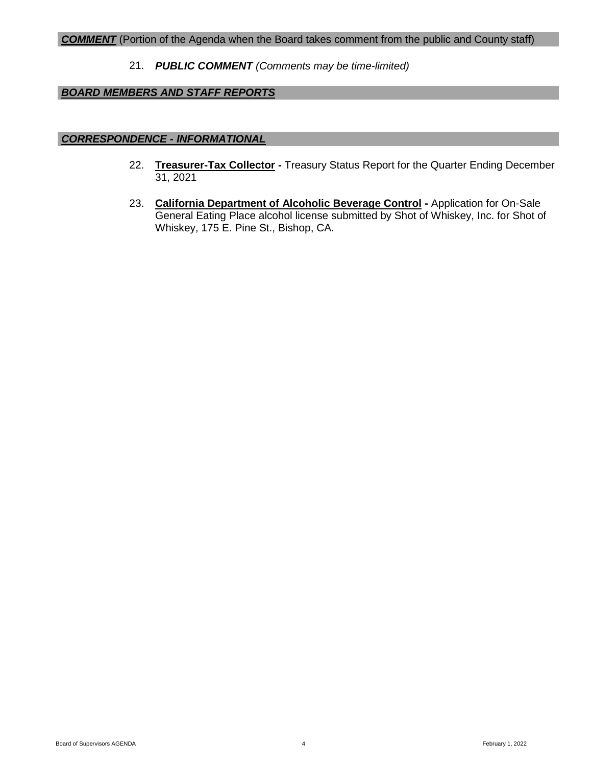***COMMENT*** (Portion of the Agenda when the Board takes comment from the public and County staff)

21. ***PUBLIC COMMENT*** *(Comments may be time-limited)*

***BOARD MEMBERS AND STAFF REPORTS***

***CORRESPONDENCE - INFORMATIONAL***

22. **Treasurer-Tax Collector -** Treasury Status Report for the Quarter Ending December 31, 2021

23. **California Department of Alcoholic Beverage Control -** Application for On-Sale General Eating Place alcohol license submitted by Shot of Whiskey, Inc. for Shot of Whiskey, 175 E. Pine St., Bishop, CA.